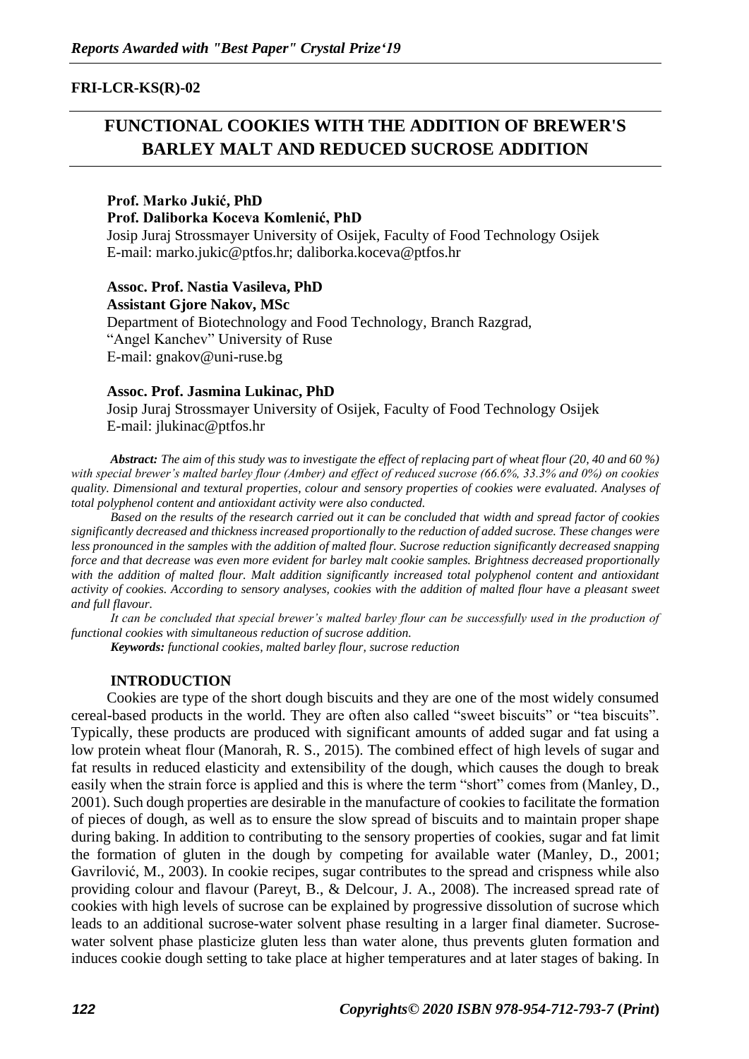**FRI-LCR-KS(R)-02**

# FUNCTIONAL COOKIES WITH THE ADDITION OF BREWER'S BARLEY MALT AND REDUCED SUCROSE ADDITION

**Prof. Marko Jukić, PhD**
**Prof. Daliborka Koceva Komlenić, PhD**
Josip Juraj Strossmayer University of Osijek, Faculty of Food Technology Osijek
E-mail: marko.jukic@ptfos.hr; daliborka.koceva@ptfos.hr

**Assoc. Prof. Nastia Vasileva, PhD**
**Assistant Gjore Nakov, MSc**
Department of Biotechnology and Food Technology, Branch Razgrad, "Angel Kanchev" University of Ruse
E-mail: gnakov@uni-ruse.bg

**Assoc. Prof. Jasmina Lukinac, PhD**
Josip Juraj Strossmayer University of Osijek, Faculty of Food Technology Osijek
E-mail: jlukinac@ptfos.hr

***Abstract:*** *The aim of this study was to investigate the effect of replacing part of wheat flour (20, 40 and 60 %) with special brewer's malted barley flour (Amber) and effect of reduced sucrose (66.6%, 33.3% and 0%) on cookies quality. Dimensional and textural properties, colour and sensory properties of cookies were evaluated. Analyses of total polyphenol content and antioxidant activity were also conducted.*

*Based on the results of the research carried out it can be concluded that width and spread factor of cookies significantly decreased and thickness increased proportionally to the reduction of added sucrose. These changes were less pronounced in the samples with the addition of malted flour. Sucrose reduction significantly decreased snapping force and that decrease was even more evident for barley malt cookie samples. Brightness decreased proportionally with the addition of malted flour. Malt addition significantly increased total polyphenol content and antioxidant activity of cookies. According to sensory analyses, cookies with the addition of malted flour have a pleasant sweet and full flavour.*

*It can be concluded that special brewer's malted barley flour can be successfully used in the production of functional cookies with simultaneous reduction of sucrose addition.*

***Keywords:*** *functional cookies, malted barley flour, sucrose reduction*

## INTRODUCTION

Cookies are type of the short dough biscuits and they are one of the most widely consumed cereal-based products in the world. They are often also called "sweet biscuits" or "tea biscuits". Typically, these products are produced with significant amounts of added sugar and fat using a low protein wheat flour (Manorah, R. S., 2015). The combined effect of high levels of sugar and fat results in reduced elasticity and extensibility of the dough, which causes the dough to break easily when the strain force is applied and this is where the term "short" comes from (Manley, D., 2001). Such dough properties are desirable in the manufacture of cookies to facilitate the formation of pieces of dough, as well as to ensure the slow spread of biscuits and to maintain proper shape during baking. In addition to contributing to the sensory properties of cookies, sugar and fat limit the formation of gluten in the dough by competing for available water (Manley, D., 2001; Gavrilović, M., 2003). In cookie recipes, sugar contributes to the spread and crispness while also providing colour and flavour (Pareyt, B., & Delcour, J. A., 2008). The increased spread rate of cookies with high levels of sucrose can be explained by progressive dissolution of sucrose which leads to an additional sucrose-water solvent phase resulting in a larger final diameter. Sucrose-water solvent phase plasticize gluten less than water alone, thus prevents gluten formation and induces cookie dough setting to take place at higher temperatures and at later stages of baking. In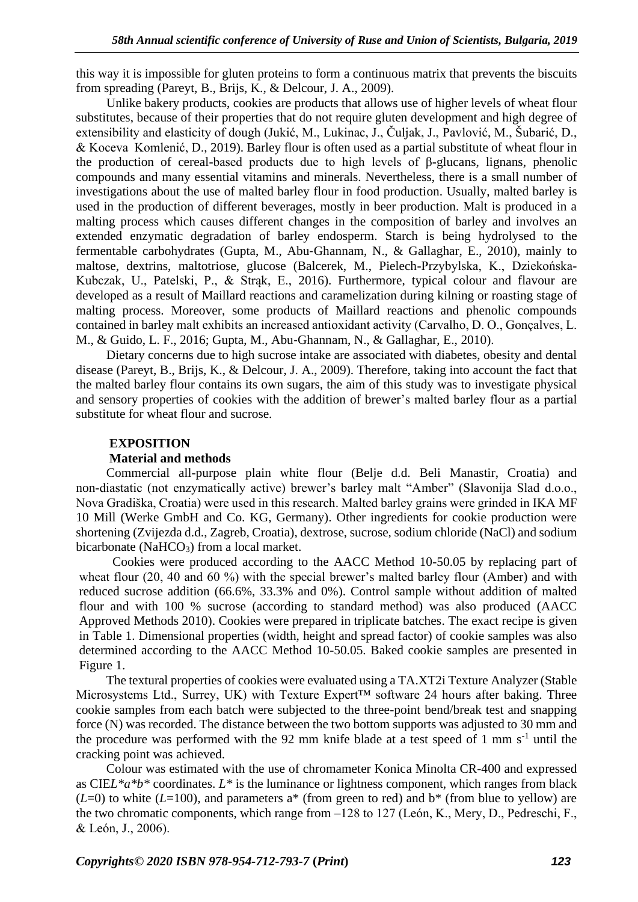this way it is impossible for gluten proteins to form a continuous matrix that prevents the biscuits from spreading (Pareyt, B., Brijs, K., & Delcour, J. A., 2009).

Unlike bakery products, cookies are products that allows use of higher levels of wheat flour substitutes, because of their properties that do not require gluten development and high degree of extensibility and elasticity of dough (Jukić, M., Lukinac, J., Čuljak, J., Pavlović, M., Šubarić, D., & Koceva Komlenić, D., 2019). Barley flour is often used as a partial substitute of wheat flour in the production of cereal-based products due to high levels of β-glucans, lignans, phenolic compounds and many essential vitamins and minerals. Nevertheless, there is a small number of investigations about the use of malted barley flour in food production. Usually, malted barley is used in the production of different beverages, mostly in beer production. Malt is produced in a malting process which causes different changes in the composition of barley and involves an extended enzymatic degradation of barley endosperm. Starch is being hydrolysed to the fermentable carbohydrates (Gupta, M., Abu-Ghannam, N., & Gallaghar, E., 2010), mainly to maltose, dextrins, maltotriose, glucose (Balcerek, M., Pielech-Przybylska, K., Dziekońska-Kubczak, U., Patelski, P., & Strąk, E., 2016). Furthermore, typical colour and flavour are developed as a result of Maillard reactions and caramelization during kilning or roasting stage of malting process. Moreover, some products of Maillard reactions and phenolic compounds contained in barley malt exhibits an increased antioxidant activity (Carvalho, D. O., Gonçalves, L. M., & Guido, L. F., 2016; Gupta, M., Abu-Ghannam, N., & Gallaghar, E., 2010).

Dietary concerns due to high sucrose intake are associated with diabetes, obesity and dental disease (Pareyt, B., Brijs, K., & Delcour, J. A., 2009). Therefore, taking into account the fact that the malted barley flour contains its own sugars, the aim of this study was to investigate physical and sensory properties of cookies with the addition of brewer's malted barley flour as a partial substitute for wheat flour and sucrose.

## EXPOSITION

### Material and methods

Commercial all-purpose plain white flour (Belje d.d. Beli Manastir, Croatia) and non-diastatic (not enzymatically active) brewer's barley malt "Amber" (Slavonija Slad d.o.o., Nova Gradiška, Croatia) were used in this research. Malted barley grains were grinded in IKA MF 10 Mill (Werke GmbH and Co. KG, Germany). Other ingredients for cookie production were shortening (Zvijezda d.d., Zagreb, Croatia), dextrose, sucrose, sodium chloride (NaCl) and sodium bicarbonate ($NaHCO_3$) from a local market.

Cookies were produced according to the AACC Method 10-50.05 by replacing part of wheat flour (20, 40 and 60 %) with the special brewer's malted barley flour (Amber) and with reduced sucrose addition (66.6%, 33.3% and 0%). Control sample without addition of malted flour and with 100 % sucrose (according to standard method) was also produced (AACC Approved Methods 2010). Cookies were prepared in triplicate batches. The exact recipe is given in Table 1. Dimensional properties (width, height and spread factor) of cookie samples was also determined according to the AACC Method 10-50.05. Baked cookie samples are presented in Figure 1.

The textural properties of cookies were evaluated using a TA.XT2i Texture Analyzer (Stable Microsystems Ltd., Surrey, UK) with Texture Expert™ software 24 hours after baking. Three cookie samples from each batch were subjected to the three-point bend/break test and snapping force (N) was recorded. The distance between the two bottom supports was adjusted to 30 mm and the procedure was performed with the 92 mm knife blade at a test speed of 1 mm $s^{-1}$ until the cracking point was achieved.

Colour was estimated with the use of chromameter Konica Minolta CR-400 and expressed as CIE$L^*a^*b^*$ coordinates. $L^*$ is the luminance or lightness component, which ranges from black ($L$=0) to white ($L$=100), and parameters $a^*$ (from green to red) and $b^*$ (from blue to yellow) are the two chromatic components, which range from –128 to 127 (León, K., Mery, D., Pedreschi, F., & León, J., 2006).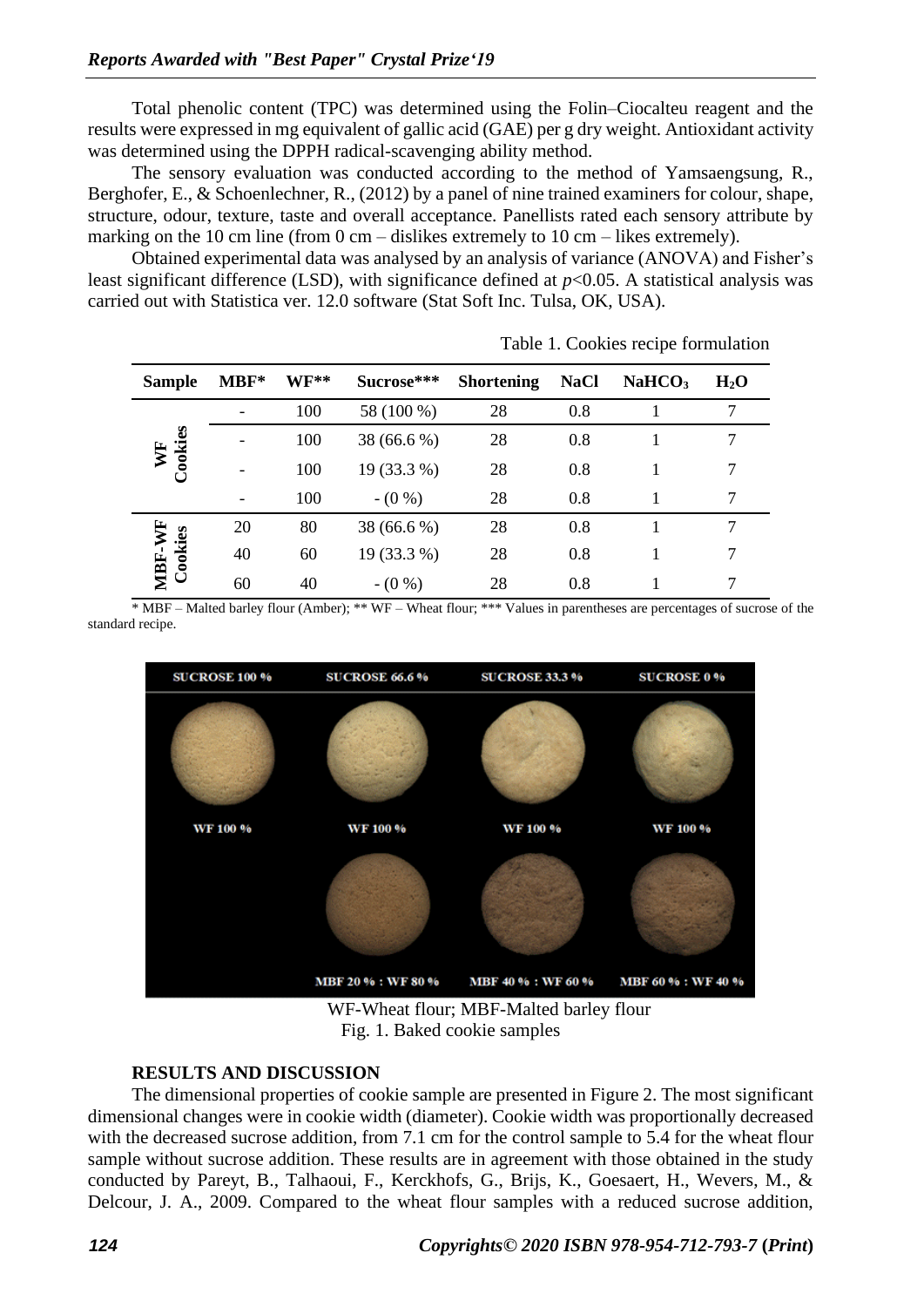Total phenolic content (TPC) was determined using the Folin–Ciocalteu reagent and the results were expressed in mg equivalent of gallic acid (GAE) per g dry weight. Antioxidant activity was determined using the DPPH radical-scavenging ability method.

The sensory evaluation was conducted according to the method of Yamsaengsung, R., Berghofer, E., & Schoenlechner, R., (2012) by a panel of nine trained examiners for colour, shape, structure, odour, texture, taste and overall acceptance. Panellists rated each sensory attribute by marking on the 10 cm line (from 0 cm – dislikes extremely to 10 cm – likes extremely).

Obtained experimental data was analysed by an analysis of variance (ANOVA) and Fisher's least significant difference (LSD), with significance defined at $p<0.05$. A statistical analysis was carried out with Statistica ver. 12.0 software (Stat Soft Inc. Tulsa, OK, USA).

Table 1. Cookies recipe formulation

| Sample | MBF* | WF** | Sucrose*** | Shortening | NaCl | $NaHCO_3$ | $H_2O$ |
|---|---|---|---|---|---|---|---|
| WF Cookies | - | 100 | 58 (100 %) | 28 | 0.8 | 1 | 7 |
| | - | 100 | 38 (66.6 %) | 28 | 0.8 | 1 | 7 |
| | - | 100 | 19 (33.3 %) | 28 | 0.8 | 1 | 7 |
| | - | 100 | - (0 %) | 28 | 0.8 | 1 | 7 |
| MBF-WF Cookies | 20 | 80 | 38 (66.6 %) | 28 | 0.8 | 1 | 7 |
| | 40 | 60 | 19 (33.3 %) | 28 | 0.8 | 1 | 7 |
| | 60 | 40 | - (0 %) | 28 | 0.8 | 1 | 7 |

\* MBF – Malted barley flour (Amber); ** WF – Wheat flour; *** Values in parentheses are percentages of sucrose of the standard recipe.

SUCROSE 100 %
SUCROSE 66.6 %
SUCROSE 33.3 %
SUCROSE 0 %
WF 100 %
WF 100 %
WF 100 %
WF 100 %
MBF 20 % : WF 80 %
MBF 40 % : WF 60 %
MBF 60 % : WF 40 %

WF-Wheat flour; MBF-Malted barley flour

Fig. 1. Baked cookie samples

## RESULTS AND DISCUSSION

The dimensional properties of cookie sample are presented in Figure 2. The most significant dimensional changes were in cookie width (diameter). Cookie width was proportionally decreased with the decreased sucrose addition, from 7.1 cm for the control sample to 5.4 for the wheat flour sample without sucrose addition. These results are in agreement with those obtained in the study conducted by Pareyt, B., Talhaoui, F., Kerckhofs, G., Brijs, K., Goesaert, H., Wevers, M., & Delcour, J. A., 2009. Compared to the wheat flour samples with a reduced sucrose addition,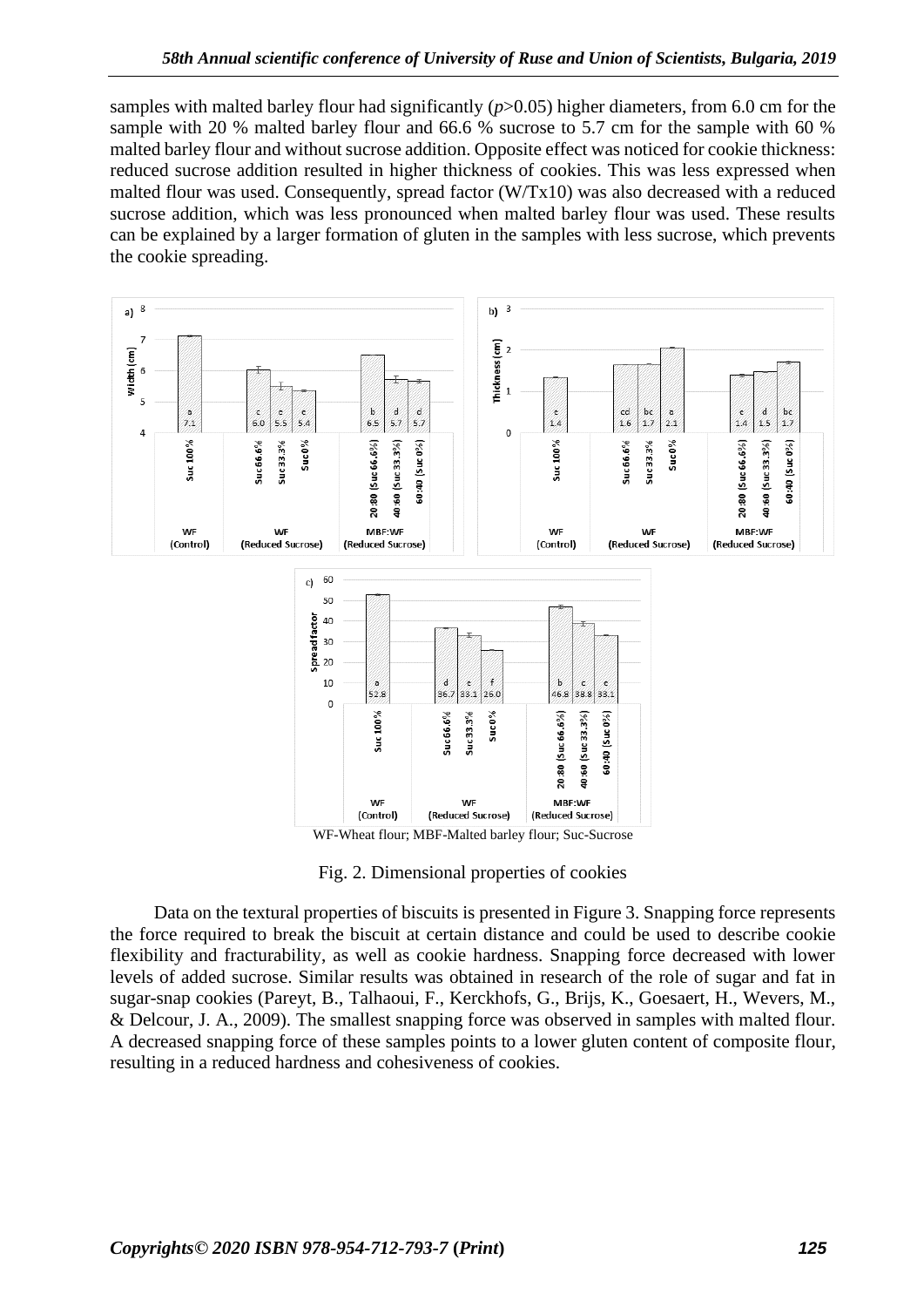samples with malted barley flour had significantly ($p$>0.05) higher diameters, from 6.0 cm for the sample with 20 % malted barley flour and 66.6 % sucrose to 5.7 cm for the sample with 60 % malted barley flour and without sucrose addition. Opposite effect was noticed for cookie thickness: reduced sucrose addition resulted in higher thickness of cookies. This was less expressed when malted flour was used. Consequently, spread factor (W/Tx10) was also decreased with a reduced sucrose addition, which was less pronounced when malted barley flour was used. These results can be explained by a larger formation of gluten in the samples with less sucrose, which prevents the cookie spreading.

a)
Width (cm)
8
7
6
5
4
a 7.1
c 6.0
e 5.5
e 5.4
b 6.5
d 5.7
d 5.7
Suc 100%
Suc 66.6%
Suc 33.3%
Suc 0%
20:80 (Suc 66.6%)
40:60 (Suc 33.3%)
60:40 (Suc 0%)
WF (Control)
WF (Reduced Sucrose)
MBF:WF (Reduced Sucrose)

b)
Thickness (cm)
3
2
1
0
e 1.4
cd 1.6
bc 1.7
a 2.1
e 1.4
d 1.5
bc 1.7
Suc 100%
Suc 66.6%
Suc 33.3%
Suc 0%
20:80 (Suc 66.6%)
40:60 (Suc 33.3%)
60:40 (Suc 0%)
WF (Control)
WF (Reduced Sucrose)
MBF:WF (Reduced Sucrose)

c)
Spread factor
60
50
40
30
20
10
0
a 52.8
d 36.7
e 33.1
f 26.0
b 46.8
c 38.8
e 33.1
Suc 100%
Suc 66.6%
Suc 33.3%
Suc 0%
20:80 (Suc 66.6%)
40:60 (Suc 33.3%)
60:40 (Suc 0%)
WF (Control)
WF (Reduced Sucrose)
MBF:WF (Reduced Sucrose)

WF-Wheat flour; MBF-Malted barley flour; Suc-Sucrose

Fig. 2. Dimensional properties of cookies

Data on the textural properties of biscuits is presented in Figure 3. Snapping force represents the force required to break the biscuit at certain distance and could be used to describe cookie flexibility and fracturability, as well as cookie hardness. Snapping force decreased with lower levels of added sucrose. Similar results was obtained in research of the role of sugar and fat in sugar-snap cookies (Pareyt, B., Talhaoui, F., Kerckhofs, G., Brijs, K., Goesaert, H., Wevers, M., & Delcour, J. A., 2009). The smallest snapping force was observed in samples with malted flour. A decreased snapping force of these samples points to a lower gluten content of composite flour, resulting in a reduced hardness and cohesiveness of cookies.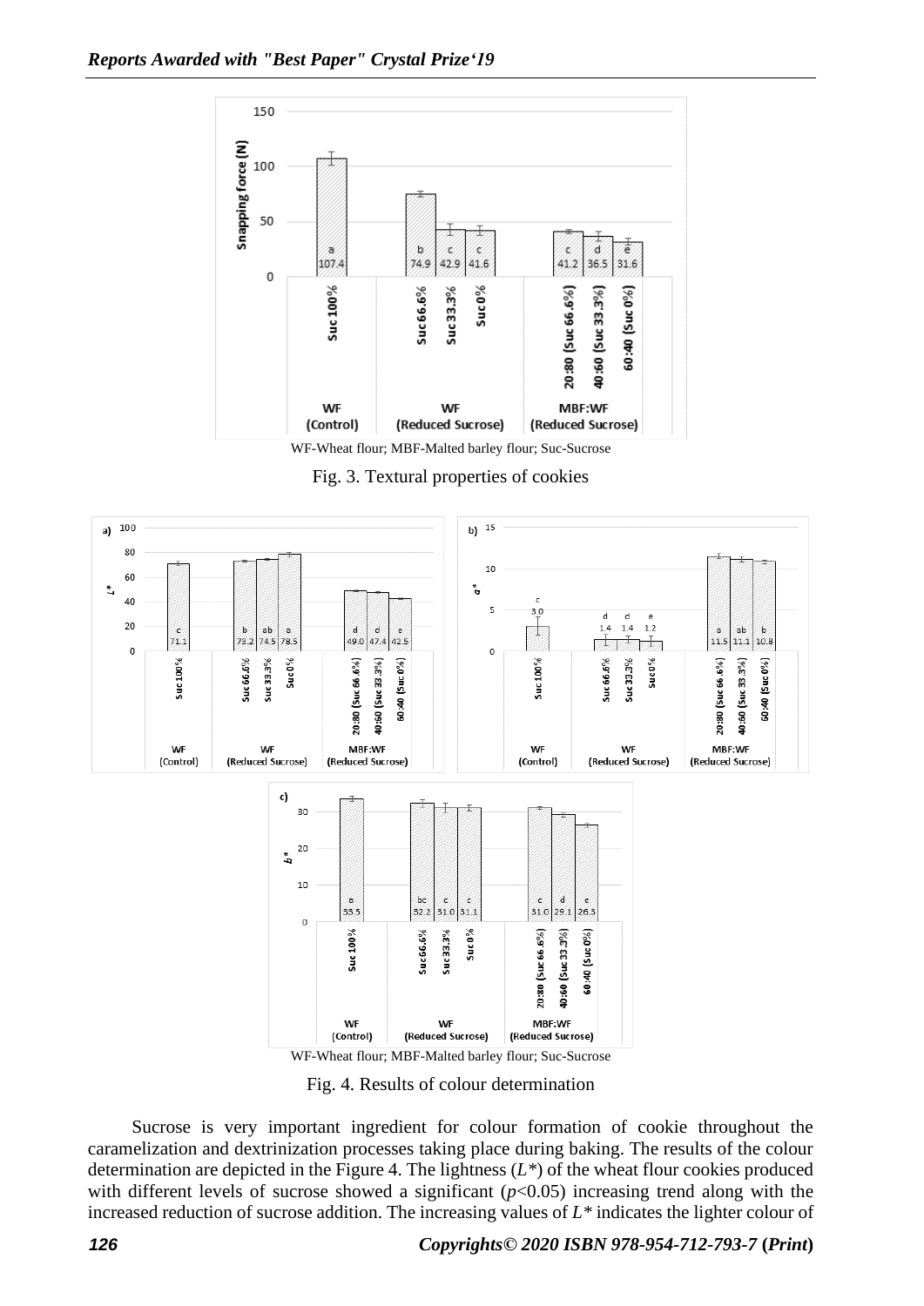WF-Wheat flour; MBF-Malted barley flour; Suc-Sucrose

Fig. 3. Textural properties of cookies

WF-Wheat flour; MBF-Malted barley flour; Suc-Sucrose

Fig. 4. Results of colour determination

Sucrose is very important ingredient for colour formation of cookie throughout the caramelization and dextrinization processes taking place during baking. The results of the colour determination are depicted in the Figure 4. The lightness ($L^*$) of the wheat flour cookies produced with different levels of sucrose showed a significant ($p$<0.05) increasing trend along with the increased reduction of sucrose addition. The increasing values of $L^*$ indicates the lighter colour of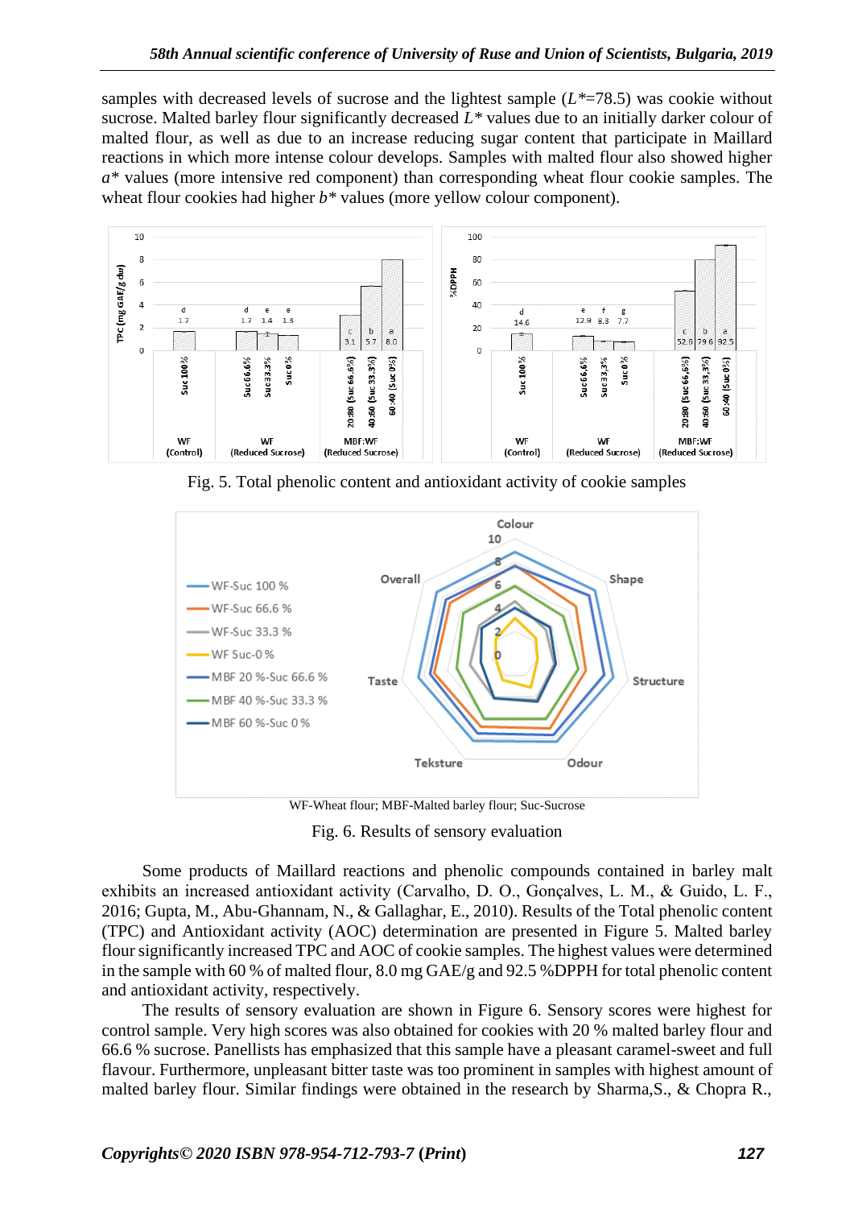samples with decreased levels of sucrose and the lightest sample ($L$*=78.5) was cookie without sucrose. Malted barley flour significantly decreased $L$* values due to an initially darker colour of malted flour, as well as due to an increase reducing sugar content that participate in Maillard reactions in which more intense colour develops. Samples with malted flour also showed higher $a$* values (more intensive red component) than corresponding wheat flour cookie samples. The wheat flour cookies had higher $b$* values (more yellow colour component).

TPC (mg GAE/g dw)
10
8
6
4
2
0
d 1.7
d 1.7 e 1.4 e 1.3
c 3.1 b 5.7 a 8.0
Suc 100%
Suc 66.6% Suc 33.3% Suc 0%
20:80 (Suc 66.6%) 40:60 (Suc 33.3%) 60:40 (Suc 0%)
WF (Control)
WF (Reduced Sucrose)
MBF:WF (Reduced Sucrose)

%DPPH
100
80
60
40
20
0
d 14.6
e 12.9 f 8.3 g 7.7
c 52.6 b 79.6 a 92.5
Suc 100%
Suc 66.6% Suc 33.3% Suc 0%
20:80 (Suc 66.6%) 40:60 (Suc 33.3%) 60:40 (Suc 0%)
WF (Control)
WF (Reduced Sucrose)
MBF:WF (Reduced Sucrose)

Fig. 5. Total phenolic content and antioxidant activity of cookie samples

Colour
10
8
6
4
2
0
Shape
Structure
Odour
Teksture
Taste
Overall

WF-Suc 100 %
WF-Suc 66.6 %
WF-Suc 33.3 %
WF Suc-0 %
MBF 20 %-Suc 66.6 %
MBF 40 %-Suc 33.3 %
MBF 60 %-Suc 0 %

WF-Wheat flour; MBF-Malted barley flour; Suc-Sucrose

Fig. 6. Results of sensory evaluation

Some products of Maillard reactions and phenolic compounds contained in barley malt exhibits an increased antioxidant activity (Carvalho, D. O., Gonçalves, L. M., & Guido, L. F., 2016; Gupta, M., Abu-Ghannam, N., & Gallaghar, E., 2010). Results of the Total phenolic content (TPC) and Antioxidant activity (AOC) determination are presented in Figure 5. Malted barley flour significantly increased TPC and AOC of cookie samples. The highest values were determined in the sample with 60 % of malted flour, 8.0 mg GAE/g and 92.5 %DPPH for total phenolic content and antioxidant activity, respectively.

The results of sensory evaluation are shown in Figure 6. Sensory scores were highest for control sample. Very high scores was also obtained for cookies with 20 % malted barley flour and 66.6 % sucrose. Panellists has emphasized that this sample have a pleasant caramel-sweet and full flavour. Furthermore, unpleasant bitter taste was too prominent in samples with highest amount of malted barley flour. Similar findings were obtained in the research by Sharma,S., & Chopra R.,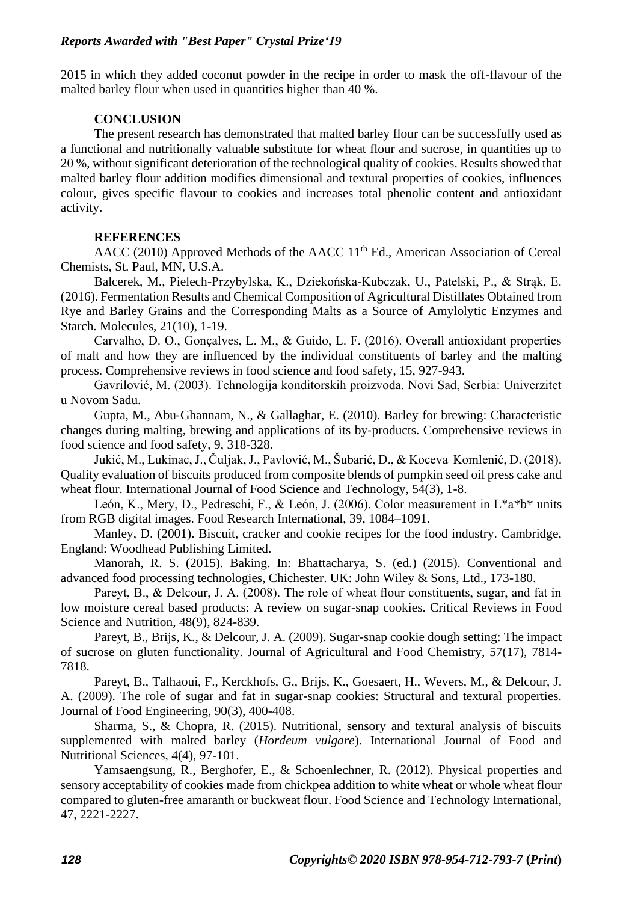2015 in which they added coconut powder in the recipe in order to mask the off-flavour of the malted barley flour when used in quantities higher than 40 %.

## CONCLUSION

The present research has demonstrated that malted barley flour can be successfully used as a functional and nutritionally valuable substitute for wheat flour and sucrose, in quantities up to 20 %, without significant deterioration of the technological quality of cookies. Results showed that malted barley flour addition modifies dimensional and textural properties of cookies, influences colour, gives specific flavour to cookies and increases total phenolic content and antioxidant activity.

## REFERENCES

AACC (2010) Approved Methods of the AACC 11$^{th}$ Ed., American Association of Cereal Chemists, St. Paul, MN, U.S.A.

Balcerek, M., Pielech-Przybylska, K., Dziekońska-Kubczak, U., Patelski, P., & Strąk, E. (2016). Fermentation Results and Chemical Composition of Agricultural Distillates Obtained from Rye and Barley Grains and the Corresponding Malts as a Source of Amylolytic Enzymes and Starch. Molecules, 21(10), 1-19.

Carvalho, D. O., Gonçalves, L. M., & Guido, L. F. (2016). Overall antioxidant properties of malt and how they are influenced by the individual constituents of barley and the malting process. Comprehensive reviews in food science and food safety, 15, 927-943.

Gavrilović, M. (2003). Tehnologija konditorskih proizvoda. Novi Sad, Serbia: Univerzitet u Novom Sadu.

Gupta, M., Abu‐Ghannam, N., & Gallaghar, E. (2010). Barley for brewing: Characteristic changes during malting, brewing and applications of its by‐products. Comprehensive reviews in food science and food safety, 9, 318-328.

Jukić, M., Lukinac, J., Čuljak, J., Pavlović, M., Šubarić, D., & Koceva Komlenić, D. (2018). Quality evaluation of biscuits produced from composite blends of pumpkin seed oil press cake and wheat flour. International Journal of Food Science and Technology, 54(3), 1-8.

León, K., Mery, D., Pedreschi, F., & León, J. (2006). Color measurement in L*a*b* units from RGB digital images. Food Research International, 39, 1084–1091.

Manley, D. (2001). Biscuit, cracker and cookie recipes for the food industry. Cambridge, England: Woodhead Publishing Limited.

Manorah, R. S. (2015). Baking. In: Bhattacharya, S. (ed.) (2015). Conventional and advanced food processing technologies, Chichester. UK: John Wiley & Sons, Ltd., 173-180.

Pareyt, B., & Delcour, J. A. (2008). The role of wheat flour constituents, sugar, and fat in low moisture cereal based products: A review on sugar-snap cookies. Critical Reviews in Food Science and Nutrition, 48(9), 824-839.

Pareyt, B., Brijs, K., & Delcour, J. A. (2009). Sugar-snap cookie dough setting: The impact of sucrose on gluten functionality. Journal of Agricultural and Food Chemistry, 57(17), 7814-7818.

Pareyt, B., Talhaoui, F., Kerckhofs, G., Brijs, K., Goesaert, H., Wevers, M., & Delcour, J. A. (2009). The role of sugar and fat in sugar-snap cookies: Structural and textural properties. Journal of Food Engineering, 90(3), 400-408.

Sharma, S., & Chopra, R. (2015). Nutritional, sensory and textural analysis of biscuits supplemented with malted barley (*Hordeum vulgare*). International Journal of Food and Nutritional Sciences, 4(4), 97-101.

Yamsaengsung, R., Berghofer, E., & Schoenlechner, R. (2012). Physical properties and sensory acceptability of cookies made from chickpea addition to white wheat or whole wheat flour compared to gluten-free amaranth or buckweat flour. Food Science and Technology International, 47, 2221-2227.